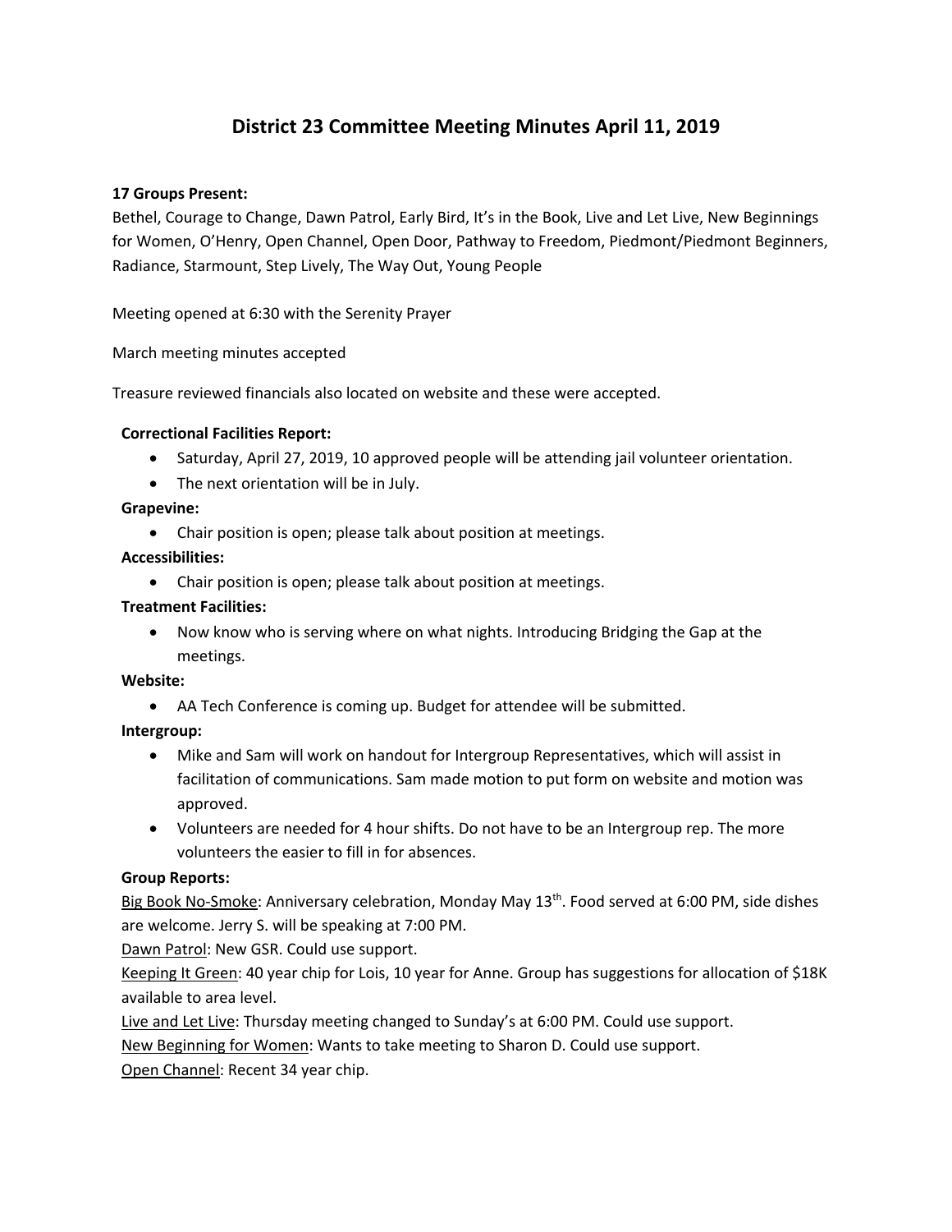# District 23 Committee Meeting Minutes April 11, 2019

**17 Groups Present:**
Bethel, Courage to Change, Dawn Patrol, Early Bird, It's in the Book, Live and Let Live, New Beginnings for Women, O'Henry, Open Channel, Open Door, Pathway to Freedom, Piedmont/Piedmont Beginners, Radiance, Starmount, Step Lively, The Way Out, Young People

Meeting opened at 6:30 with the Serenity Prayer

March meeting minutes accepted

Treasure reviewed financials also located on website and these were accepted.

**Correctional Facilities Report:**

- Saturday, April 27, 2019, 10 approved people will be attending jail volunteer orientation.
- The next orientation will be in July.

**Grapevine:**

- Chair position is open; please talk about position at meetings.

**Accessibilities:**

- Chair position is open; please talk about position at meetings.

**Treatment Facilities:**

- Now know who is serving where on what nights. Introducing Bridging the Gap at the meetings.

**Website:**

- AA Tech Conference is coming up. Budget for attendee will be submitted.

**Intergroup:**

- Mike and Sam will work on handout for Intergroup Representatives, which will assist in facilitation of communications. Sam made motion to put form on website and motion was approved.
- Volunteers are needed for 4 hour shifts. Do not have to be an Intergroup rep. The more volunteers the easier to fill in for absences.

**Group Reports:**

Big Book No-Smoke: Anniversary celebration, Monday May 13th. Food served at 6:00 PM, side dishes are welcome. Jerry S. will be speaking at 7:00 PM.

Dawn Patrol: New GSR. Could use support.

Keeping It Green: 40 year chip for Lois, 10 year for Anne. Group has suggestions for allocation of $18K available to area level.

Live and Let Live: Thursday meeting changed to Sunday's at 6:00 PM. Could use support.

New Beginning for Women: Wants to take meeting to Sharon D. Could use support.

Open Channel: Recent 34 year chip.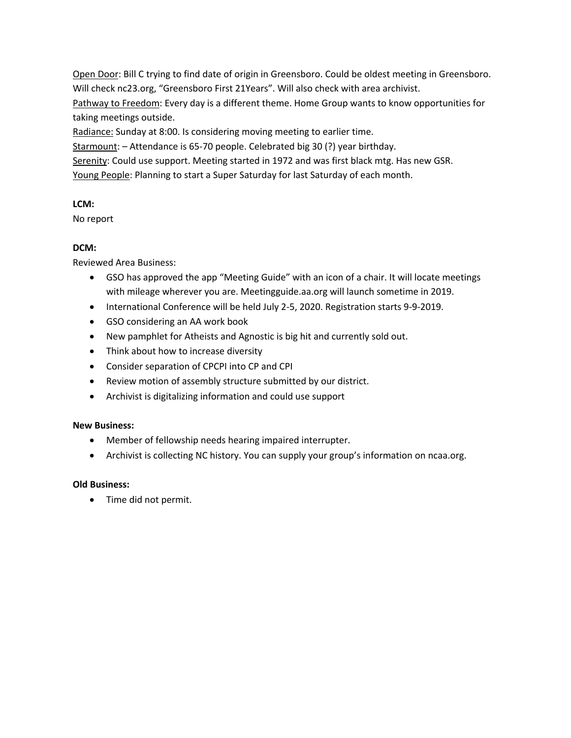Open Door: Bill C trying to find date of origin in Greensboro. Could be oldest meeting in Greensboro. Will check nc23.org, "Greensboro First 21Years". Will also check with area archivist.
Pathway to Freedom: Every day is a different theme. Home Group wants to know opportunities for taking meetings outside.
Radiance: Sunday at 8:00. Is considering moving meeting to earlier time.
Starmount: – Attendance is 65-70 people. Celebrated big 30 (?) year birthday.
Serenity: Could use support. Meeting started in 1972 and was first black mtg. Has new GSR.
Young People: Planning to start a Super Saturday for last Saturday of each month.

**LCM:**
No report

**DCM:**
Reviewed Area Business:

- GSO has approved the app "Meeting Guide" with an icon of a chair. It will locate meetings with mileage wherever you are. Meetingguide.aa.org will launch sometime in 2019.
- International Conference will be held July 2-5, 2020. Registration starts 9-9-2019.
- GSO considering an AA work book
- New pamphlet for Atheists and Agnostic is big hit and currently sold out.
- Think about how to increase diversity
- Consider separation of CPCPI into CP and CPI
- Review motion of assembly structure submitted by our district.
- Archivist is digitalizing information and could use support

**New Business:**

- Member of fellowship needs hearing impaired interrupter.
- Archivist is collecting NC history. You can supply your group's information on ncaa.org.

**Old Business:**

- Time did not permit.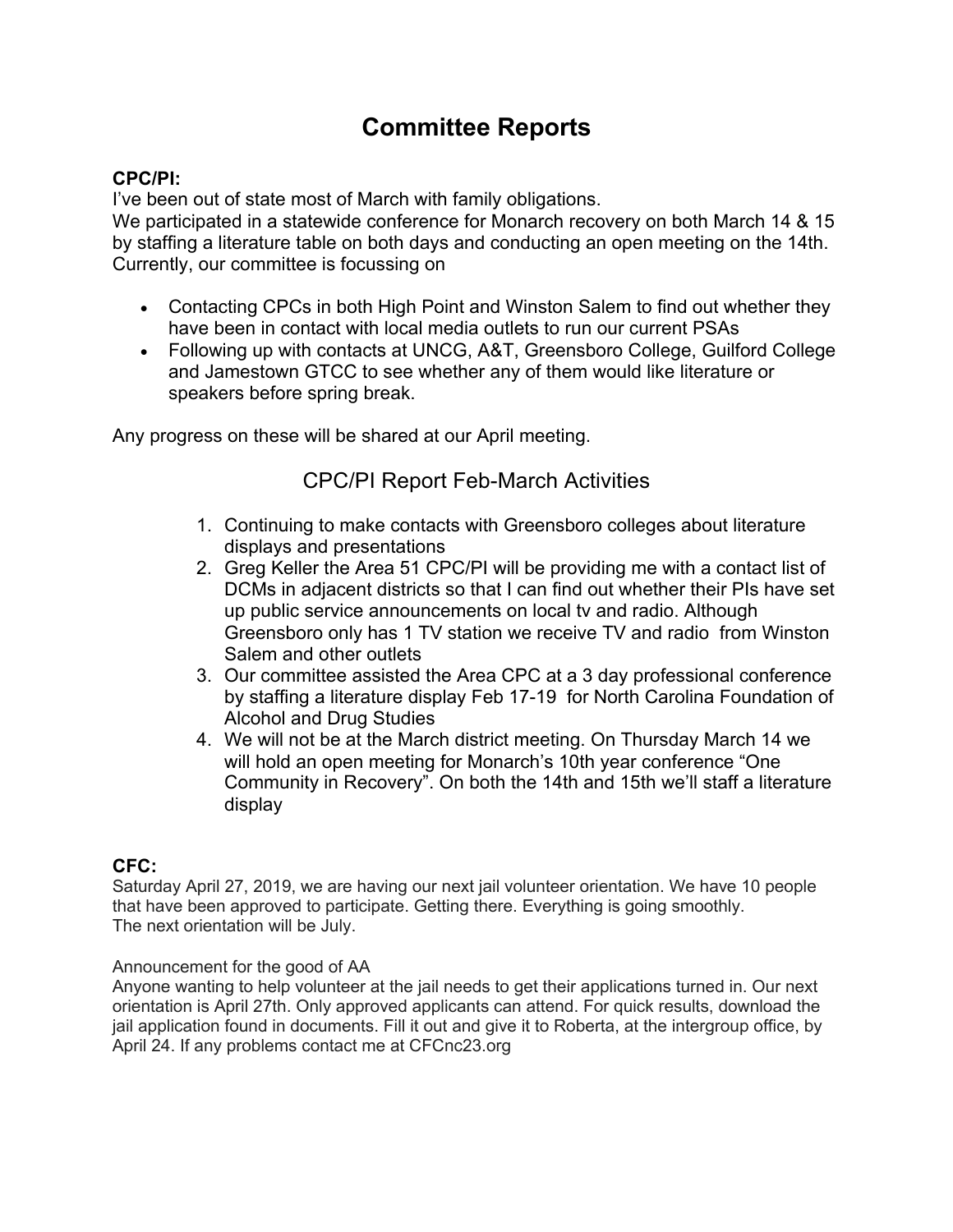# Committee Reports

**CPC/PI:**

I've been out of state most of March with family obligations.
We participated in a statewide conference for Monarch recovery on both March 14 & 15 by staffing a literature table on both days and conducting an open meeting on the 14th.
Currently, our committee is focussing on

- Contacting CPCs in both High Point and Winston Salem to find out whether they have been in contact with local media outlets to run our current PSAs
- Following up with contacts at UNCG, A&T, Greensboro College, Guilford College and Jamestown GTCC to see whether any of them would like literature or speakers before spring break.

Any progress on these will be shared at our April meeting.

## CPC/PI Report Feb-March Activities

1. Continuing to make contacts with Greensboro colleges about literature displays and presentations
2. Greg Keller the Area 51 CPC/PI will be providing me with a contact list of DCMs in adjacent districts so that I can find out whether their PIs have set up public service announcements on local tv and radio. Although Greensboro only has 1 TV station we receive TV and radio from Winston Salem and other outlets
3. Our committee assisted the Area CPC at a 3 day professional conference by staffing a literature display Feb 17-19 for North Carolina Foundation of Alcohol and Drug Studies
4. We will not be at the March district meeting. On Thursday March 14 we will hold an open meeting for Monarch's 10th year conference "One Community in Recovery". On both the 14th and 15th we'll staff a literature display

**CFC:**

Saturday April 27, 2019, we are having our next jail volunteer orientation. We have 10 people that have been approved to participate. Getting there. Everything is going smoothly.
The next orientation will be July.

Announcement for the good of AA
Anyone wanting to help volunteer at the jail needs to get their applications turned in. Our next orientation is April 27th. Only approved applicants can attend. For quick results, download the jail application found in documents. Fill it out and give it to Roberta, at the intergroup office, by April 24. If any problems contact me at CFCnc23.org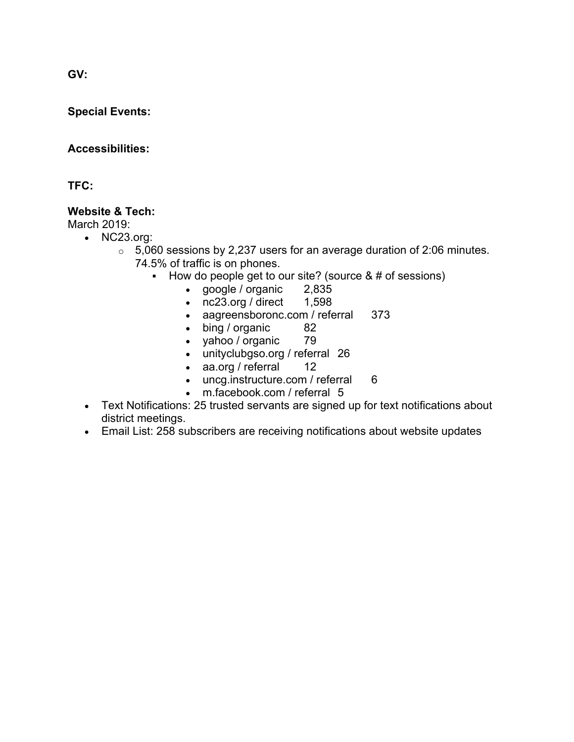**GV:**

**Special Events:**

**Accessibilities:**

**TFC:**

**Website & Tech:**
March 2019:

- NC23.org:
  - 5,060 sessions by 2,237 users for an average duration of 2:06 minutes. 74.5% of traffic is on phones.
    - How do people get to our site? (source & # of sessions)
      - google / organic 2,835
      - nc23.org / direct 1,598
      - aagreensboronc.com / referral 373
      - bing / organic 82
      - yahoo / organic 79
      - unityclubgso.org / referral 26
      - aa.org / referral 12
      - uncg.instructure.com / referral 6
      - m.facebook.com / referral 5
- Text Notifications: 25 trusted servants are signed up for text notifications about district meetings.
- Email List: 258 subscribers are receiving notifications about website updates